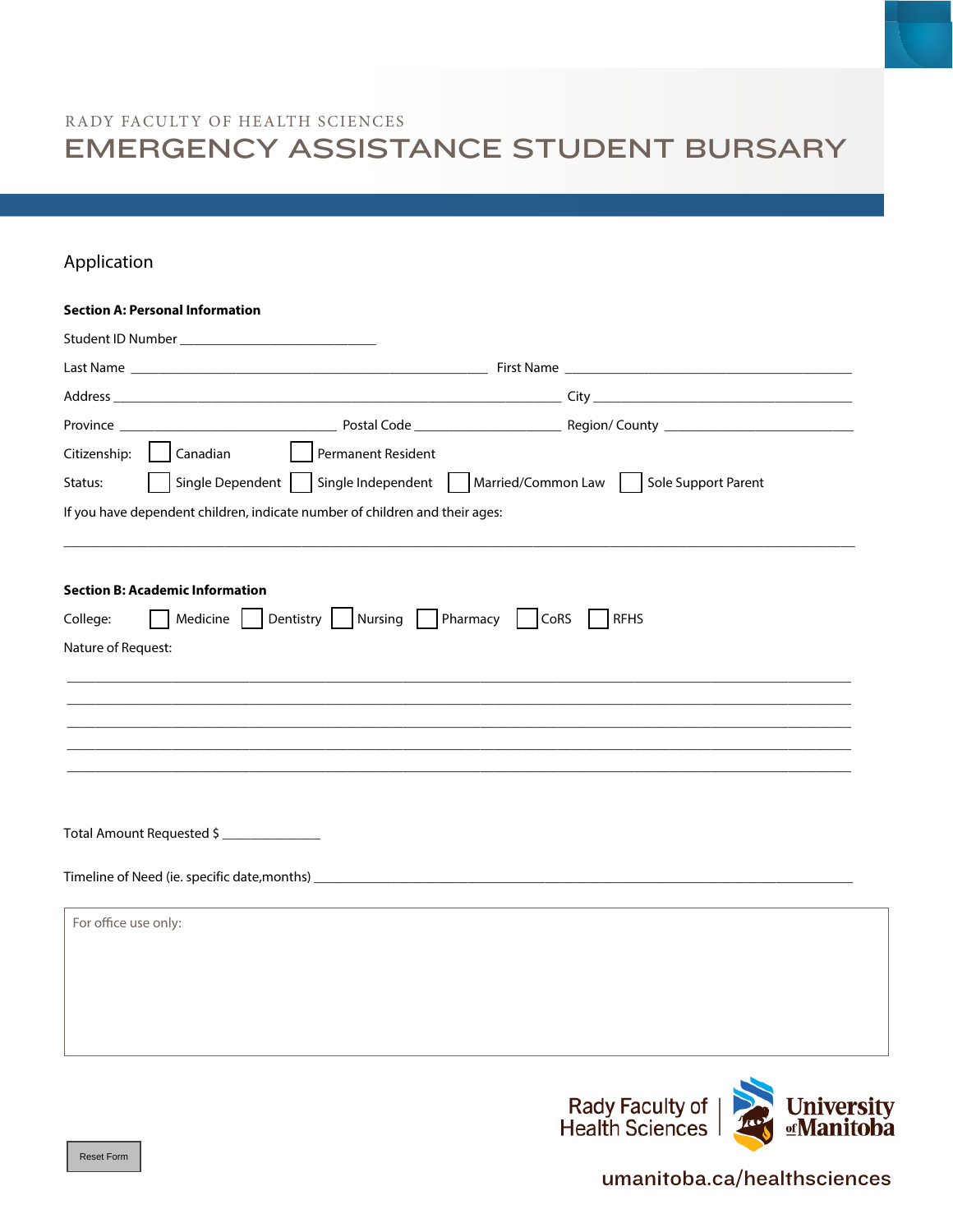RADY FACULTY OF HEALTH SCIENCES

# EMERGENCY ASSISTANCE STUDENT BURSARY

## Application

**Section A: Personal Information**

Student ID Number ____________________________

Last Name ___________________________________________________ First Name ________________________________________

Address _______________________________________________________________ City _____________________________________

Province ______________________________ Postal Code ____________________ Region/ County __________________________

Citizenship: ☐ Canadian ☐ Permanent Resident

Status: ☐ Single Dependent ☐ Single Independent ☐ Married/Common Law ☐ Sole Support Parent

If you have dependent children, indicate number of children and their ages:

_______________________________________________________________________________________________________________

**Section B: Academic Information**

College: ☐ Medicine ☐ Dentistry ☐ Nursing ☐ Pharmacy ☐ CoRS ☐ RFHS

Nature of Request:

_______________________________________________________________________________________________________________

_______________________________________________________________________________________________________________

_______________________________________________________________________________________________________________

_______________________________________________________________________________________________________________

_______________________________________________________________________________________________________________

Total Amount Requested $ ______________

Timeline of Need (ie. specific date,months) ____________________________________________________________________________

For office use only:

Reset Form

Rady Faculty of Health Sciences | University of Manitoba

umanitoba.ca/healthsciences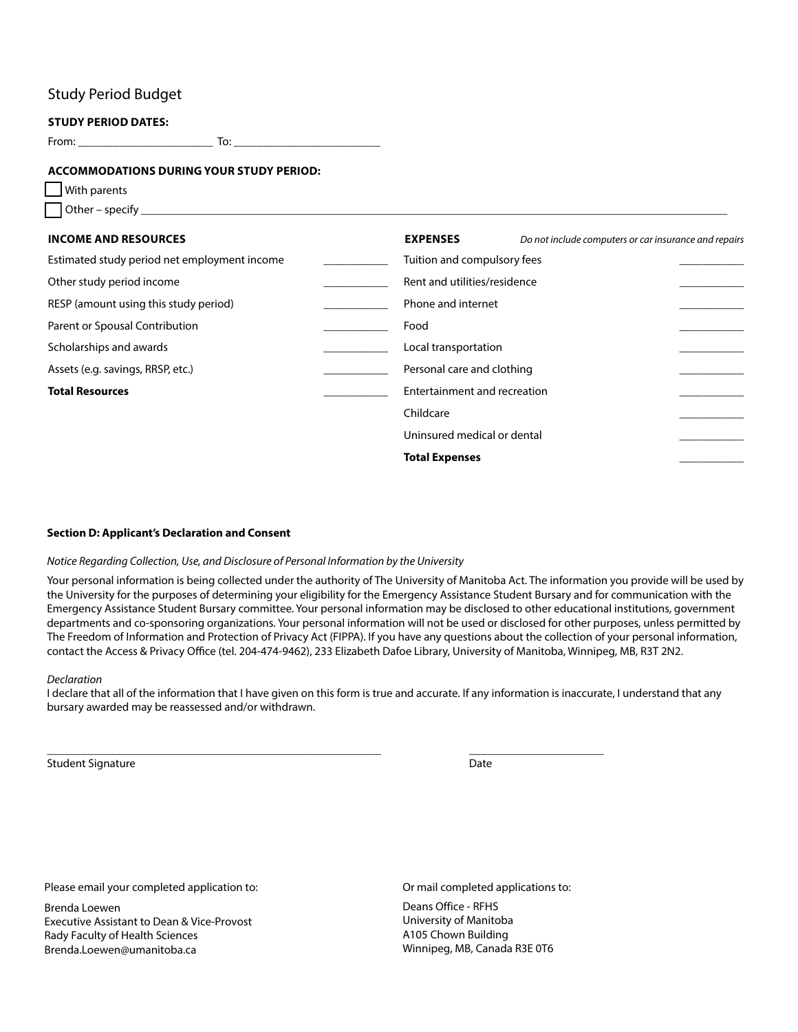## Study Period Budget

**STUDY PERIOD DATES:**

From: _______________________ To: ________________________

**ACCOMMODATIONS DURING YOUR STUDY PERIOD:**

☐ With parents

☐ Other – specify ________________________________________________________________________________________________

| **INCOME AND RESOURCES** | | **EXPENSES** *Do not include computers or car insurance and repairs* | |
|---|---|---|---|
| Estimated study period net employment income | __________ | Tuition and compulsory fees | __________ |
| Other study period income | __________ | Rent and utilities/residence | __________ |
| RESP (amount using this study period) | __________ | Phone and internet | __________ |
| Parent or Spousal Contribution | __________ | Food | __________ |
| Scholarships and awards | __________ | Local transportation | __________ |
| Assets (e.g. savings, RRSP, etc.) | __________ | Personal care and clothing | __________ |
| **Total Resources** | __________ | Entertainment and recreation | __________ |
| | | Childcare | __________ |
| | | Uninsured medical or dental | __________ |
| | | **Total Expenses** | __________ |

**Section D: Applicant's Declaration and Consent**

*Notice Regarding Collection, Use, and Disclosure of Personal Information by the University*

Your personal information is being collected under the authority of The University of Manitoba Act. The information you provide will be used by the University for the purposes of determining your eligibility for the Emergency Assistance Student Bursary and for communication with the Emergency Assistance Student Bursary committee. Your personal information may be disclosed to other educational institutions, government departments and co-sponsoring organizations. Your personal information will not be used or disclosed for other purposes, unless permitted by The Freedom of Information and Protection of Privacy Act (FIPPA). If you have any questions about the collection of your personal information, contact the Access & Privacy Office (tel. 204-474-9462), 233 Elizabeth Dafoe Library, University of Manitoba, Winnipeg, MB, R3T 2N2.

*Declaration*

I declare that all of the information that I have given on this form is true and accurate. If any information is inaccurate, I understand that any bursary awarded may be reassessed and/or withdrawn.

_______________________________________________ _______________________

Student Signature Date

Please email your completed application to:

Brenda Loewen
Executive Assistant to Dean & Vice-Provost
Rady Faculty of Health Sciences
Brenda.Loewen@umanitoba.ca

Or mail completed applications to:

Deans Office - RFHS
University of Manitoba
A105 Chown Building
Winnipeg, MB, Canada R3E 0T6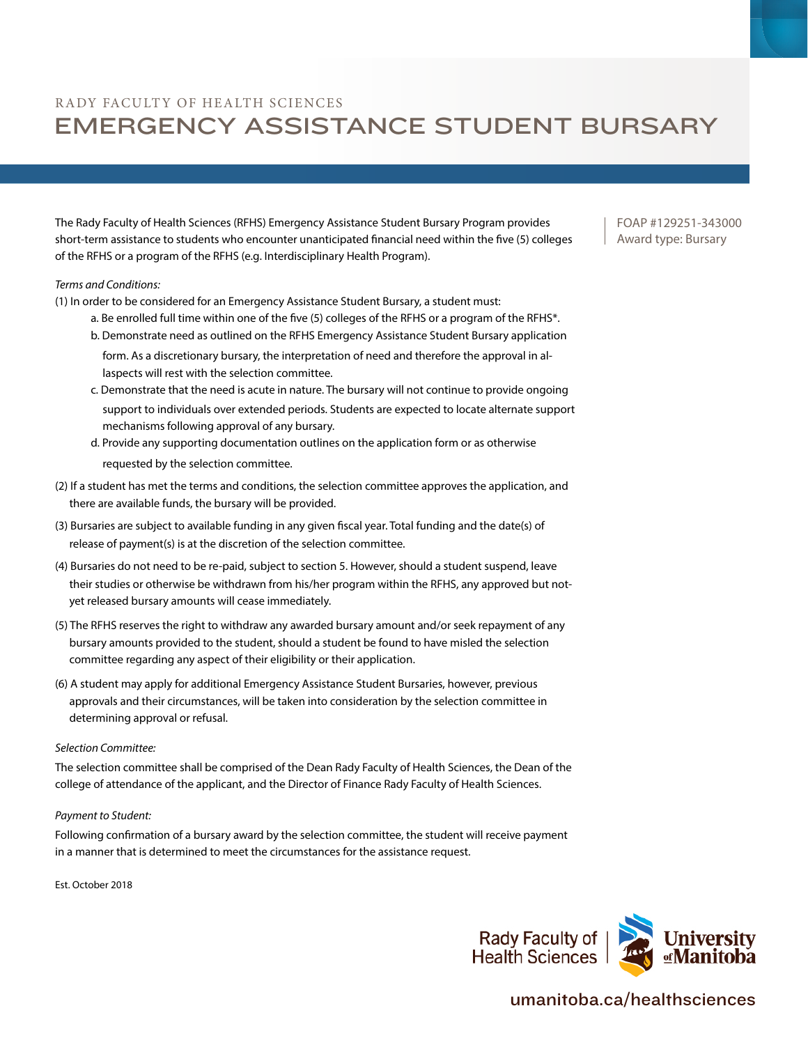RADY FACULTY OF HEALTH SCIENCES

# EMERGENCY ASSISTANCE STUDENT BURSARY

FOAP #129251-343000
Award type: Bursary

The Rady Faculty of Health Sciences (RFHS) Emergency Assistance Student Bursary Program provides short-term assistance to students who encounter unanticipated financial need within the five (5) colleges of the RFHS or a program of the RFHS (e.g. Interdisciplinary Health Program).

*Terms and Conditions:*

(1) In order to be considered for an Emergency Assistance Student Bursary, a student must:

   a. Be enrolled full time within one of the five (5) colleges of the RFHS or a program of the RFHS*.

   b. Demonstrate need as outlined on the RFHS Emergency Assistance Student Bursary application form. As a discretionary bursary, the interpretation of need and therefore the approval in allaspects will rest with the selection committee.

   c. Demonstrate that the need is acute in nature. The bursary will not continue to provide ongoing support to individuals over extended periods. Students are expected to locate alternate support mechanisms following approval of any bursary.

   d. Provide any supporting documentation outlines on the application form or as otherwise requested by the selection committee.

(2) If a student has met the terms and conditions, the selection committee approves the application, and there are available funds, the bursary will be provided.

(3) Bursaries are subject to available funding in any given fiscal year. Total funding and the date(s) of release of payment(s) is at the discretion of the selection committee.

(4) Bursaries do not need to be re-paid, subject to section 5. However, should a student suspend, leave their studies or otherwise be withdrawn from his/her program within the RFHS, any approved but not-yet released bursary amounts will cease immediately.

(5) The RFHS reserves the right to withdraw any awarded bursary amount and/or seek repayment of any bursary amounts provided to the student, should a student be found to have misled the selection committee regarding any aspect of their eligibility or their application.

(6) A student may apply for additional Emergency Assistance Student Bursaries, however, previous approvals and their circumstances, will be taken into consideration by the selection committee in determining approval or refusal.

*Selection Committee:*

The selection committee shall be comprised of the Dean Rady Faculty of Health Sciences, the Dean of the college of attendance of the applicant, and the Director of Finance Rady Faculty of Health Sciences.

*Payment to Student:*

Following confirmation of a bursary award by the selection committee, the student will receive payment in a manner that is determined to meet the circumstances for the assistance request.

Est. October 2018

Rady Faculty of Health Sciences | University of Manitoba

umanitoba.ca/healthsciences